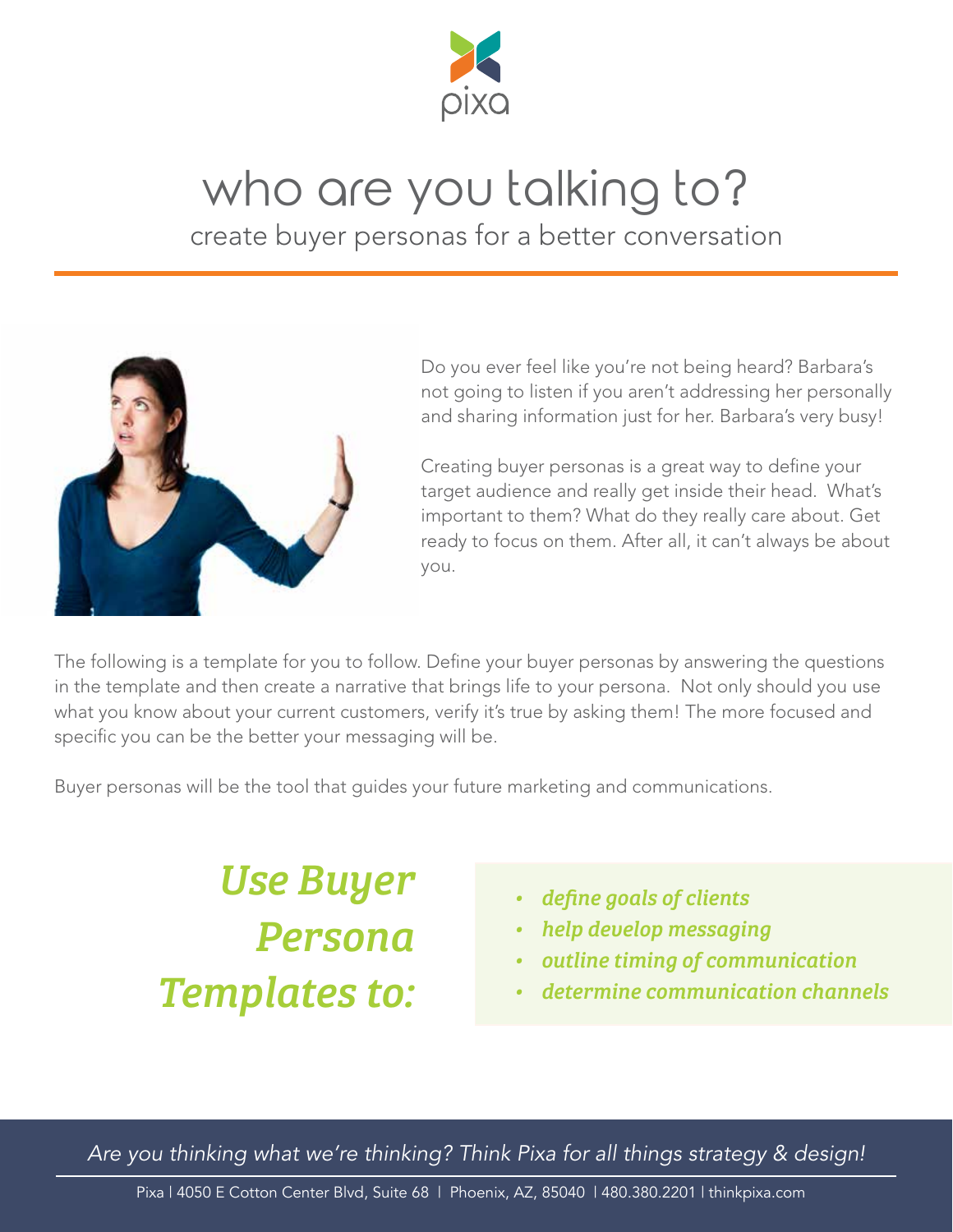pixa

# who are you talking to?

## create buyer personas for a better conversation

Do you ever feel like you're not being heard? Barbara's not going to listen if you aren't addressing her personally and sharing information just for her. Barbara's very busy!

Creating buyer personas is a great way to define your target audience and really get inside their head. What's important to them? What do they really care about. Get ready to focus on them. After all, it can't always be about you.

The following is a template for you to follow. Define your buyer personas by answering the questions in the template and then create a narrative that brings life to your persona. Not only should you use what you know about your current customers, verify it's true by asking them! The more focused and specific you can be the better your messaging will be.

Buyer personas will be the tool that guides your future marketing and communications.

## *Use Buyer Persona Templates to:*

- *define goals of clients*
- *help develop messaging*
- *outline timing of communication*
- *determine communication channels*

*Are you thinking what we're thinking? Think Pixa for all things strategy & design!*

Pixa | 4050 E Cotton Center Blvd, Suite 68 | Phoenix, AZ, 85040 | 480.380.2201 | thinkpixa.com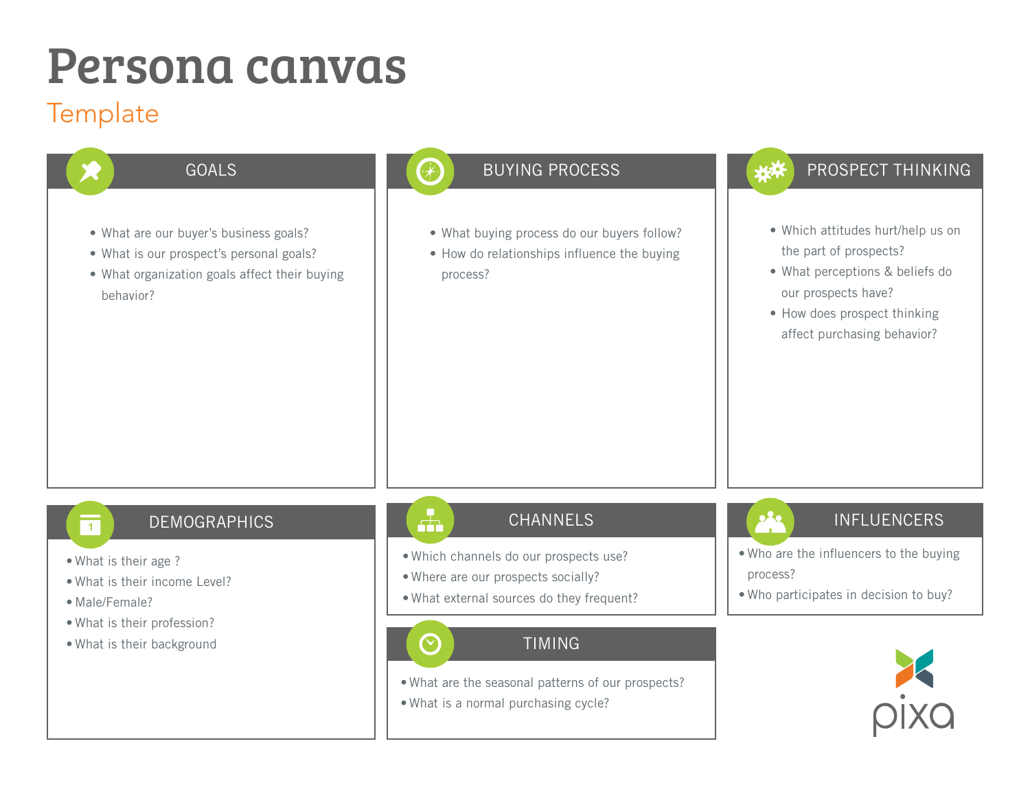# Persona canvas

Template

## GOALS

- What are our buyer's business goals?
- What is our prospect's personal goals?
- What organization goals affect their buying behavior?

## BUYING PROCESS

- What buying process do our buyers follow?
- How do relationships influence the buying process?

## PROSPECT THINKING

- Which attitudes hurt/help us on the part of prospects?
- What perceptions & beliefs do our prospects have?
- How does prospect thinking affect purchasing behavior?

## DEMOGRAPHICS

- What is their age ?
- What is their income Level?
- Male/Female?
- What is their profession?
- What is their background

## CHANNELS

- Which channels do our prospects use?
- Where are our prospects socially?
- What external sources do they frequent?

## INFLUENCERS

- Who are the influencers to the buying process?
- Who participates in decision to buy?

## TIMING

- What are the seasonal patterns of our prospects?
- What is a normal purchasing cycle?

pixa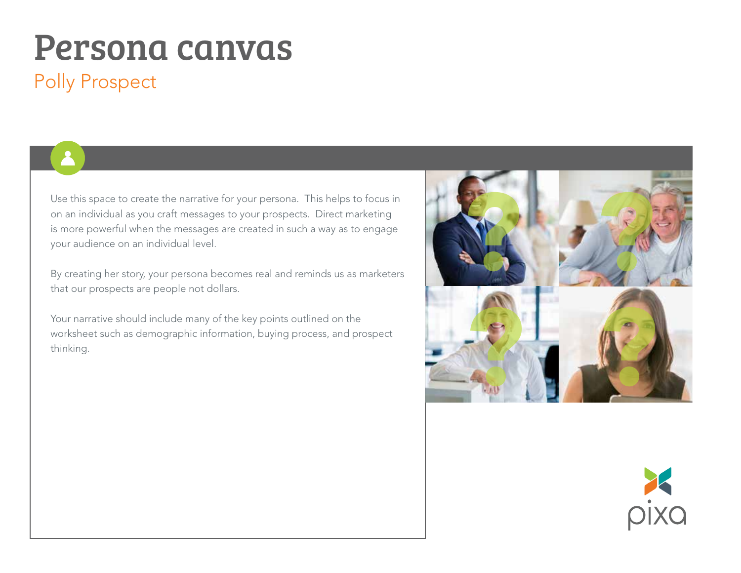# Persona canvas

## Polly Prospect

Use this space to create the narrative for your persona. This helps to focus in on an individual as you craft messages to your prospects. Direct marketing is more powerful when the messages are created in such a way as to engage your audience on an individual level.

By creating her story, your persona becomes real and reminds us as marketers that our prospects are people not dollars.

Your narrative should include many of the key points outlined on the worksheet such as demographic information, buying process, and prospect thinking.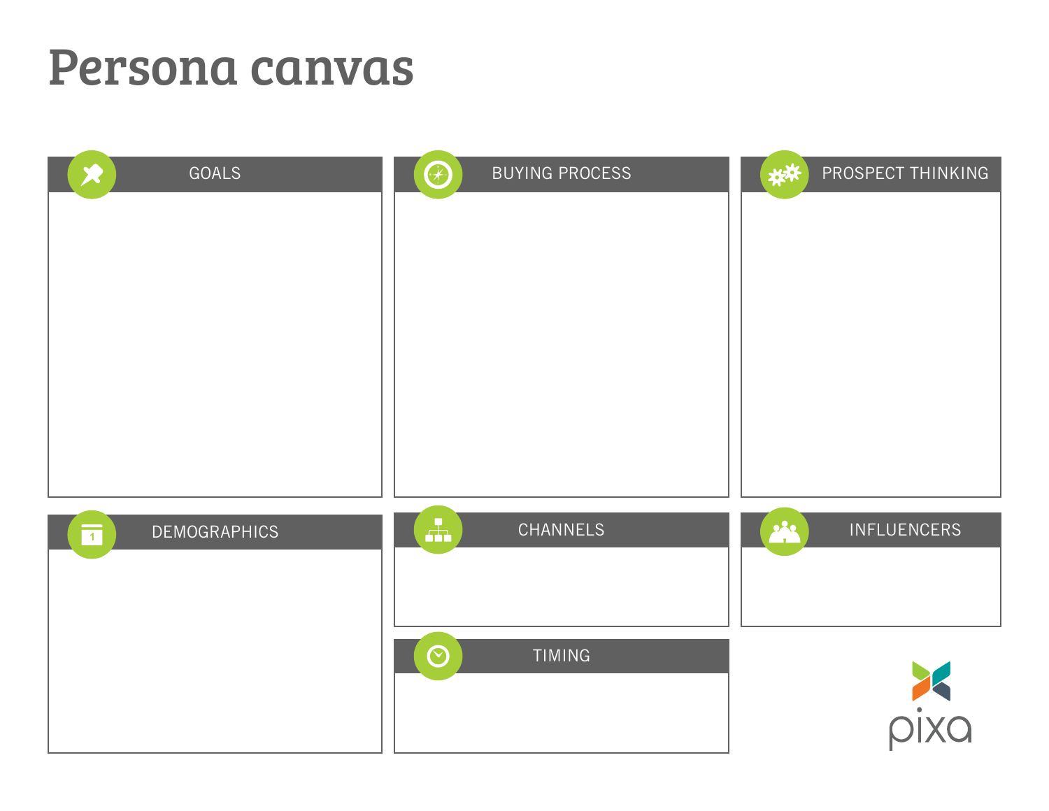# Persona canvas

## GOALS

## BUYING PROCESS

## PROSPECT THINKING

## DEMOGRAPHICS

## CHANNELS

## INFLUENCERS

## TIMING

pixa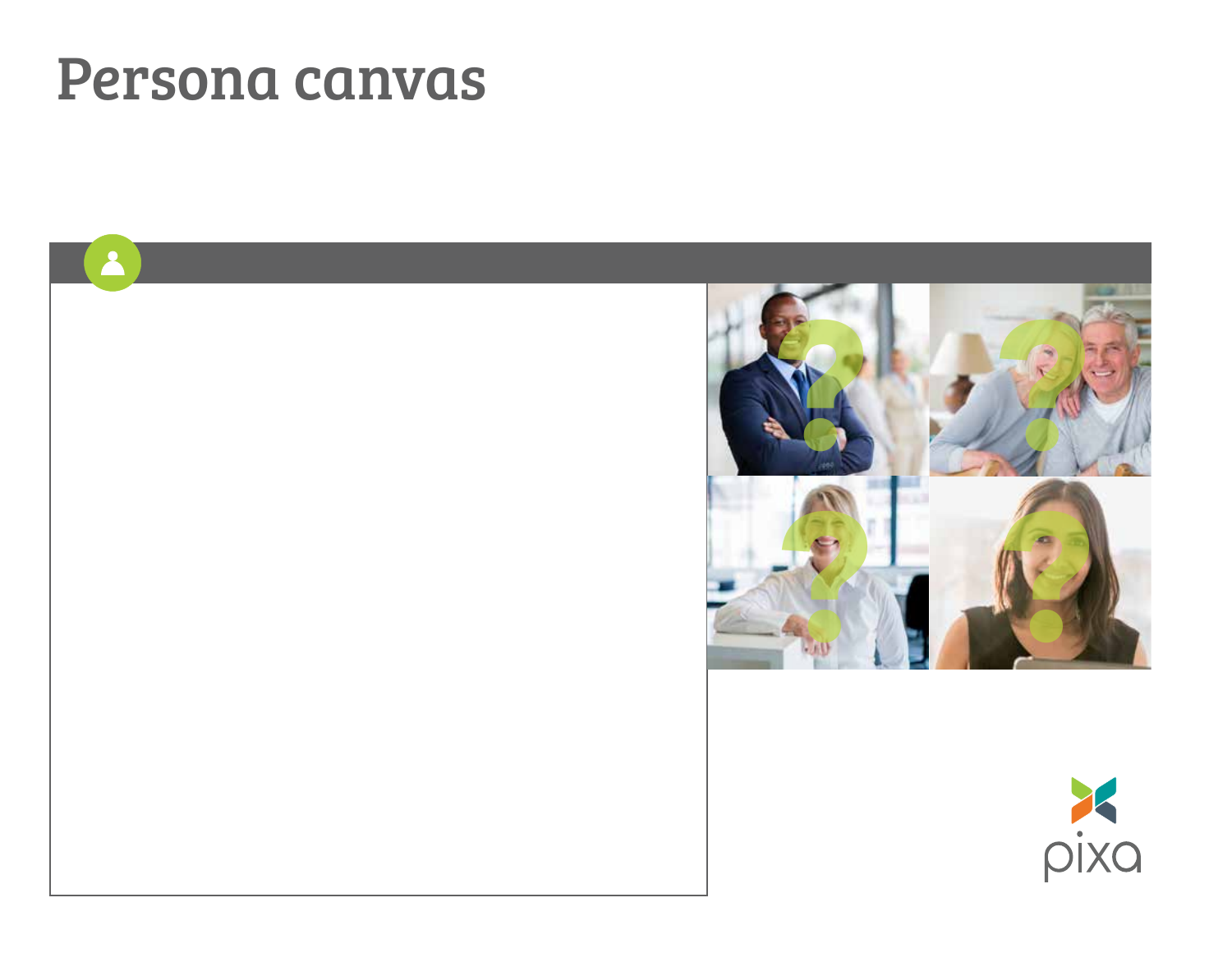# Persona canvas